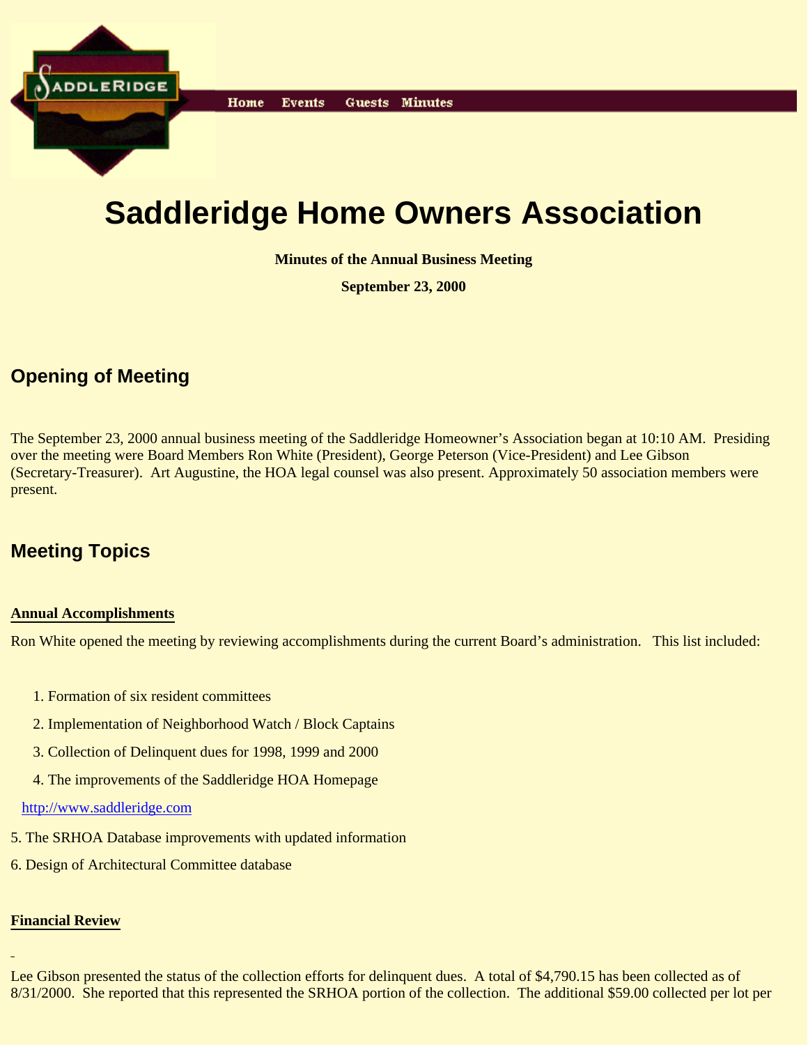Home Events Guests Minutes

# Saddleridge Home Owners Association

**Minutes of the Annual Business Meeting**

**September 23, 2000**

## Opening of Meeting

The September 23, 2000 annual business meeting of the Saddleridge Homeowner's Association began at 10:10 AM. Presiding over the meeting were Board Members Ron White (President), George Peterson (Vice-President) and Lee Gibson (Secretary-Treasurer). Art Augustine, the HOA legal counsel was also present. Approximately 50 association members were present.

## Meeting Topics

### Annual Accomplishments

Ron White opened the meeting by reviewing accomplishments during the current Board's administration. This list included:

1. Formation of six resident committees
2. Implementation of Neighborhood Watch / Block Captains
3. Collection of Delinquent dues for 1998, 1999 and 2000
4. The improvements of the Saddleridge HOA Homepage

http://www.saddleridge.com

5. The SRHOA Database improvements with updated information
6. Design of Architectural Committee database

### Financial Review

Lee Gibson presented the status of the collection efforts for delinquent dues. A total of $4,790.15 has been collected as of 8/31/2000. She reported that this represented the SRHOA portion of the collection. The additional $59.00 collected per lot per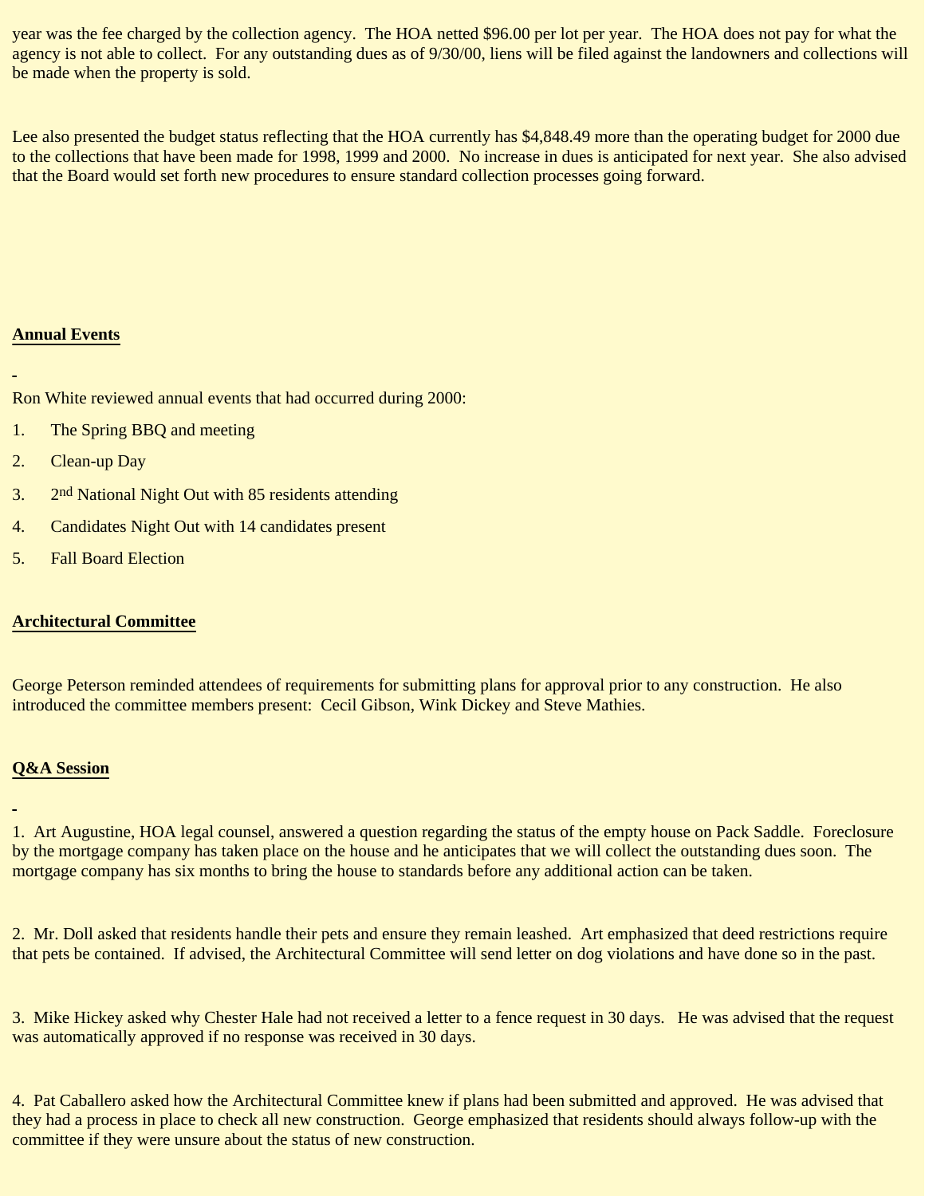year was the fee charged by the collection agency.  The HOA netted $96.00 per lot per year.  The HOA does not pay for what the agency is not able to collect.  For any outstanding dues as of 9/30/00, liens will be filed against the landowners and collections will be made when the property is sold.

Lee also presented the budget status reflecting that the HOA currently has $4,848.49 more than the operating budget for 2000 due to the collections that have been made for 1998, 1999 and 2000.  No increase in dues is anticipated for next year.  She also advised that the Board would set forth new procedures to ensure standard collection processes going forward.

**Annual Events**

Ron White reviewed annual events that had occurred during 2000:

1. The Spring BBQ and meeting
2. Clean-up Day
3. 2nd National Night Out with 85 residents attending
4. Candidates Night Out with 14 candidates present
5. Fall Board Election

**Architectural Committee**

George Peterson reminded attendees of requirements for submitting plans for approval prior to any construction.  He also introduced the committee members present:  Cecil Gibson, Wink Dickey and Steve Mathies.

**Q&A Session**

1.  Art Augustine, HOA legal counsel, answered a question regarding the status of the empty house on Pack Saddle.  Foreclosure by the mortgage company has taken place on the house and he anticipates that we will collect the outstanding dues soon.  The mortgage company has six months to bring the house to standards before any additional action can be taken.

2.  Mr. Doll asked that residents handle their pets and ensure they remain leashed.  Art emphasized that deed restrictions require that pets be contained.  If advised, the Architectural Committee will send letter on dog violations and have done so in the past.

3.  Mike Hickey asked why Chester Hale had not received a letter to a fence request in 30 days.   He was advised that the request was automatically approved if no response was received in 30 days.

4.  Pat Caballero asked how the Architectural Committee knew if plans had been submitted and approved.  He was advised that they had a process in place to check all new construction.  George emphasized that residents should always follow-up with the committee if they were unsure about the status of new construction.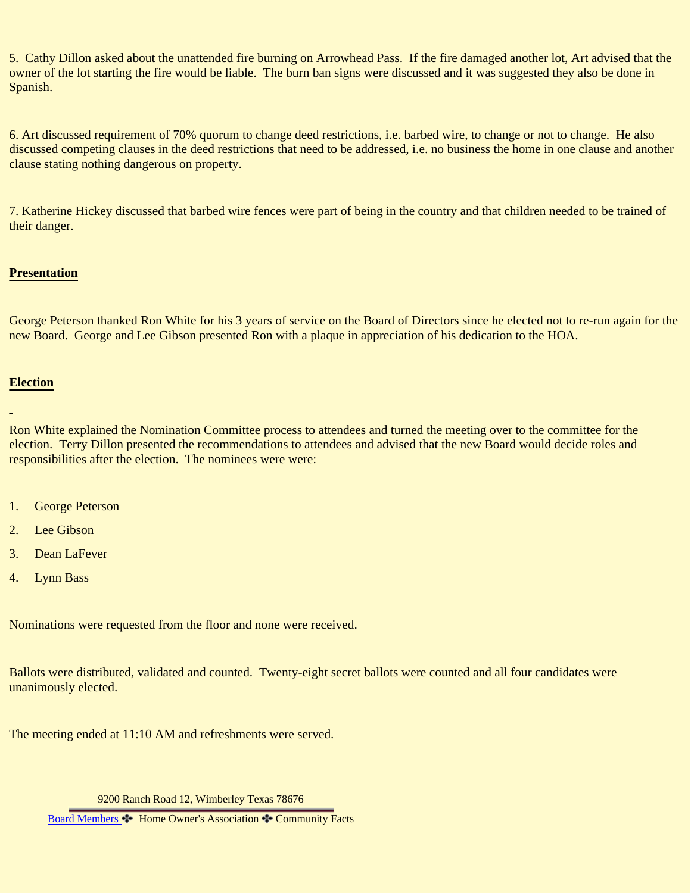5. Cathy Dillon asked about the unattended fire burning on Arrowhead Pass. If the fire damaged another lot, Art advised that the owner of the lot starting the fire would be liable. The burn ban signs were discussed and it was suggested they also be done in Spanish.

6. Art discussed requirement of 70% quorum to change deed restrictions, i.e. barbed wire, to change or not to change. He also discussed competing clauses in the deed restrictions that need to be addressed, i.e. no business the home in one clause and another clause stating nothing dangerous on property.

7. Katherine Hickey discussed that barbed wire fences were part of being in the country and that children needed to be trained of their danger.

**Presentation**

George Peterson thanked Ron White for his 3 years of service on the Board of Directors since he elected not to re-run again for the new Board. George and Lee Gibson presented Ron with a plaque in appreciation of his dedication to the HOA.

**Election**

Ron White explained the Nomination Committee process to attendees and turned the meeting over to the committee for the election. Terry Dillon presented the recommendations to attendees and advised that the new Board would decide roles and responsibilities after the election. The nominees were were:

1. George Peterson
2. Lee Gibson
3. Dean LaFever
4. Lynn Bass

Nominations were requested from the floor and none were received.

Ballots were distributed, validated and counted. Twenty-eight secret ballots were counted and all four candidates were unanimously elected.

The meeting ended at 11:10 AM and refreshments were served.

9200 Ranch Road 12, Wimberley Texas 78676

Board Members ✤ Home Owner's Association ✤ Community Facts